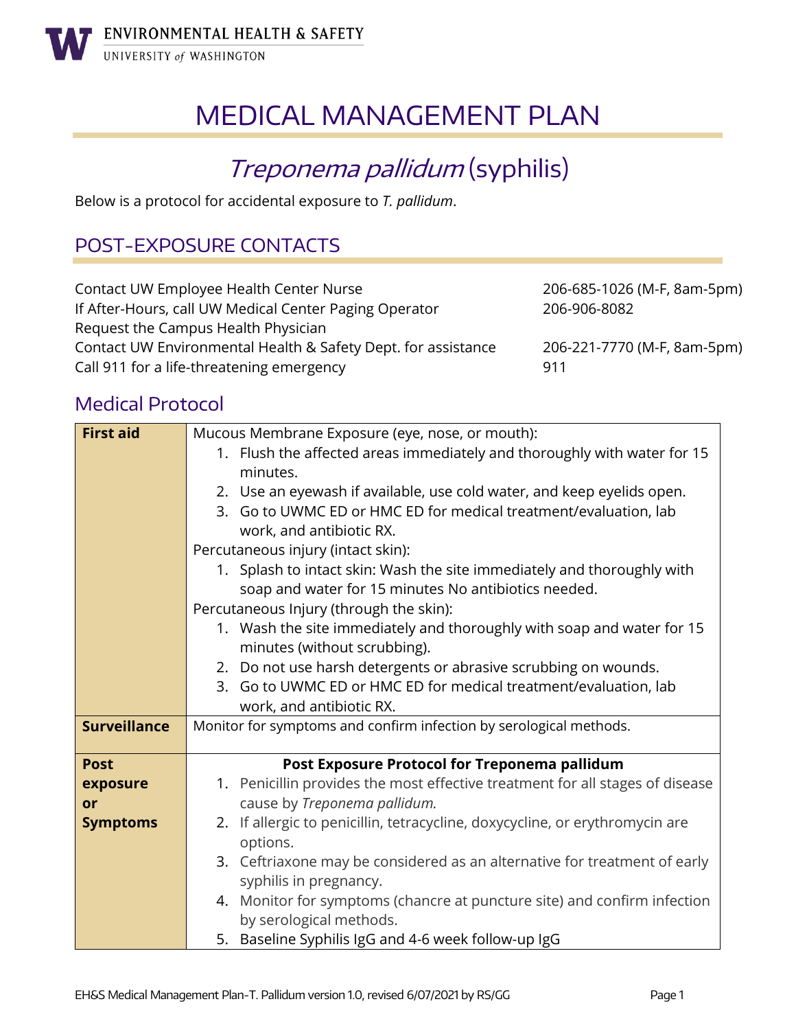ENVIRONMENTAL HEALTH & SAFETY
UNIVERSITY of WASHINGTON

# MEDICAL MANAGEMENT PLAN

## *Treponema pallidum* (syphilis)

Below is a protocol for accidental exposure to *T. pallidum*.

## POST-EXPOSURE CONTACTS

| | |
|---|---|
| Contact UW Employee Health Center Nurse | 206-685-1026 (M-F, 8am-5pm) |
| If After-Hours, call UW Medical Center Paging Operator | 206-906-8082 |
| Request the Campus Health Physician | |
| Contact UW Environmental Health & Safety Dept. for assistance | 206-221-7770 (M-F, 8am-5pm) |
| Call 911 for a life-threatening emergency | 911 |

## Medical Protocol

| | |
|---|---|
| **First aid** | Mucous Membrane Exposure (eye, nose, or mouth):<br>1. Flush the affected areas immediately and thoroughly with water for 15 minutes.<br>2. Use an eyewash if available, use cold water, and keep eyelids open.<br>3. Go to UWMC ED or HMC ED for medical treatment/evaluation, lab work, and antibiotic RX.<br>Percutaneous injury (intact skin):<br>1. Splash to intact skin: Wash the site immediately and thoroughly with soap and water for 15 minutes No antibiotics needed.<br>Percutaneous Injury (through the skin):<br>1. Wash the site immediately and thoroughly with soap and water for 15 minutes (without scrubbing).<br>2. Do not use harsh detergents or abrasive scrubbing on wounds.<br>3. Go to UWMC ED or HMC ED for medical treatment/evaluation, lab work, and antibiotic RX. |
| **Surveillance** | Monitor for symptoms and confirm infection by serological methods. |
| **Post exposure or Symptoms** | **Post Exposure Protocol for Treponema pallidum**<br>1. Penicillin provides the most effective treatment for all stages of disease cause by *Treponema pallidum.*<br>2. If allergic to penicillin, tetracycline, doxycycline, or erythromycin are options.<br>3. Ceftriaxone may be considered as an alternative for treatment of early syphilis in pregnancy.<br>4. Monitor for symptoms (chancre at puncture site) and confirm infection by serological methods.<br>5. Baseline Syphilis IgG and 4-6 week follow-up IgG |

EH&S Medical Management Plan-T. Pallidum version 1.0, revised 6/07/2021 by RS/GG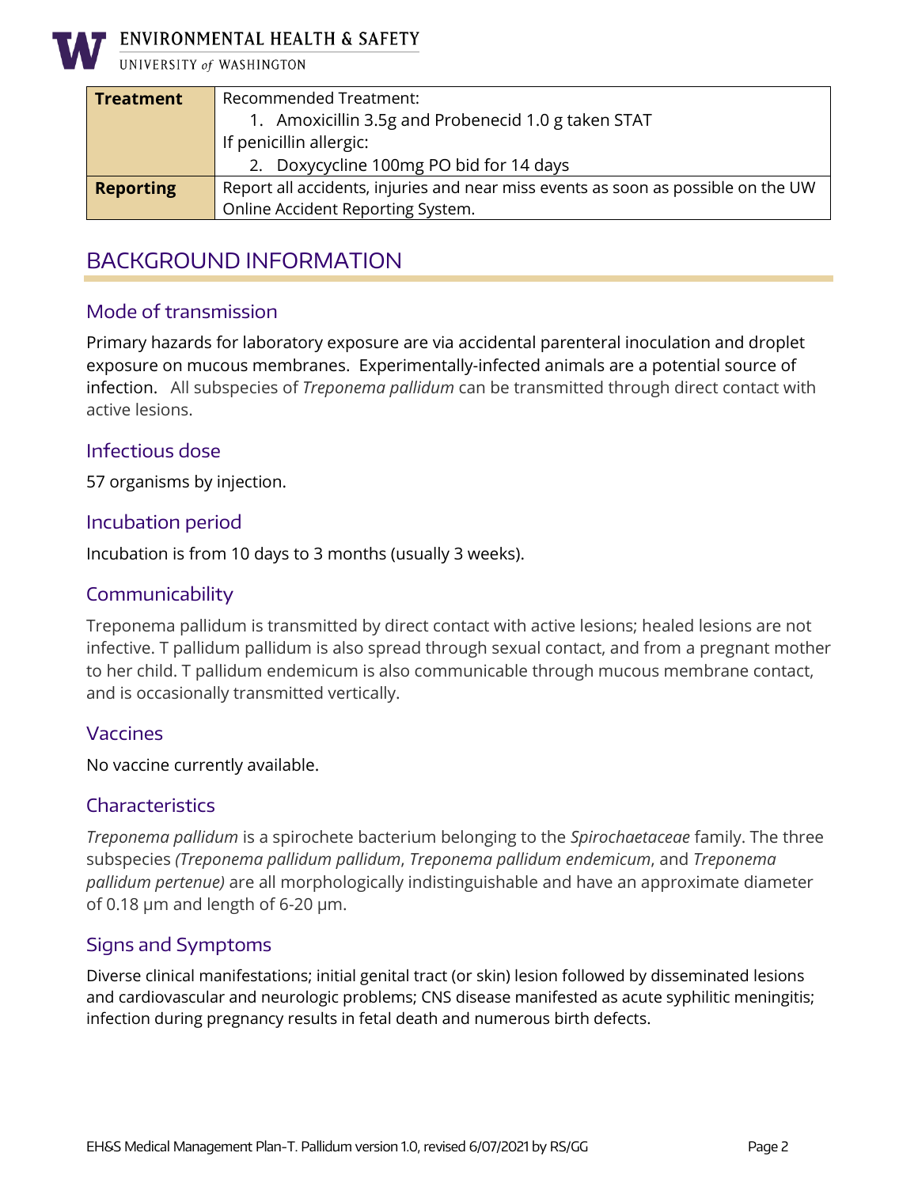| **Treatment** | Recommended Treatment:<br>1. Amoxicillin 3.5g and Probenecid 1.0 g taken STAT<br>If penicillin allergic:<br>2. Doxycycline 100mg PO bid for 14 days |
|---|---|
| **Reporting** | Report all accidents, injuries and near miss events as soon as possible on the UW Online Accident Reporting System. |

# BACKGROUND INFORMATION

## Mode of transmission

Primary hazards for laboratory exposure are via accidental parenteral inoculation and droplet exposure on mucous membranes. Experimentally-infected animals are a potential source of infection. All subspecies of *Treponema pallidum* can be transmitted through direct contact with active lesions.

## Infectious dose

57 organisms by injection.

## Incubation period

Incubation is from 10 days to 3 months (usually 3 weeks).

## Communicability

Treponema pallidum is transmitted by direct contact with active lesions; healed lesions are not infective. T pallidum pallidum is also spread through sexual contact, and from a pregnant mother to her child. T pallidum endemicum is also communicable through mucous membrane contact, and is occasionally transmitted vertically.

## Vaccines

No vaccine currently available.

## Characteristics

*Treponema pallidum* is a spirochete bacterium belonging to the *Spirochaetaceae* family. The three subspecies *(Treponema pallidum pallidum*, *Treponema pallidum endemicum*, and *Treponema pallidum pertenue)* are all morphologically indistinguishable and have an approximate diameter of 0.18 μm and length of 6-20 μm.

## Signs and Symptoms

Diverse clinical manifestations; initial genital tract (or skin) lesion followed by disseminated lesions and cardiovascular and neurologic problems; CNS disease manifested as acute syphilitic meningitis; infection during pregnancy results in fetal death and numerous birth defects.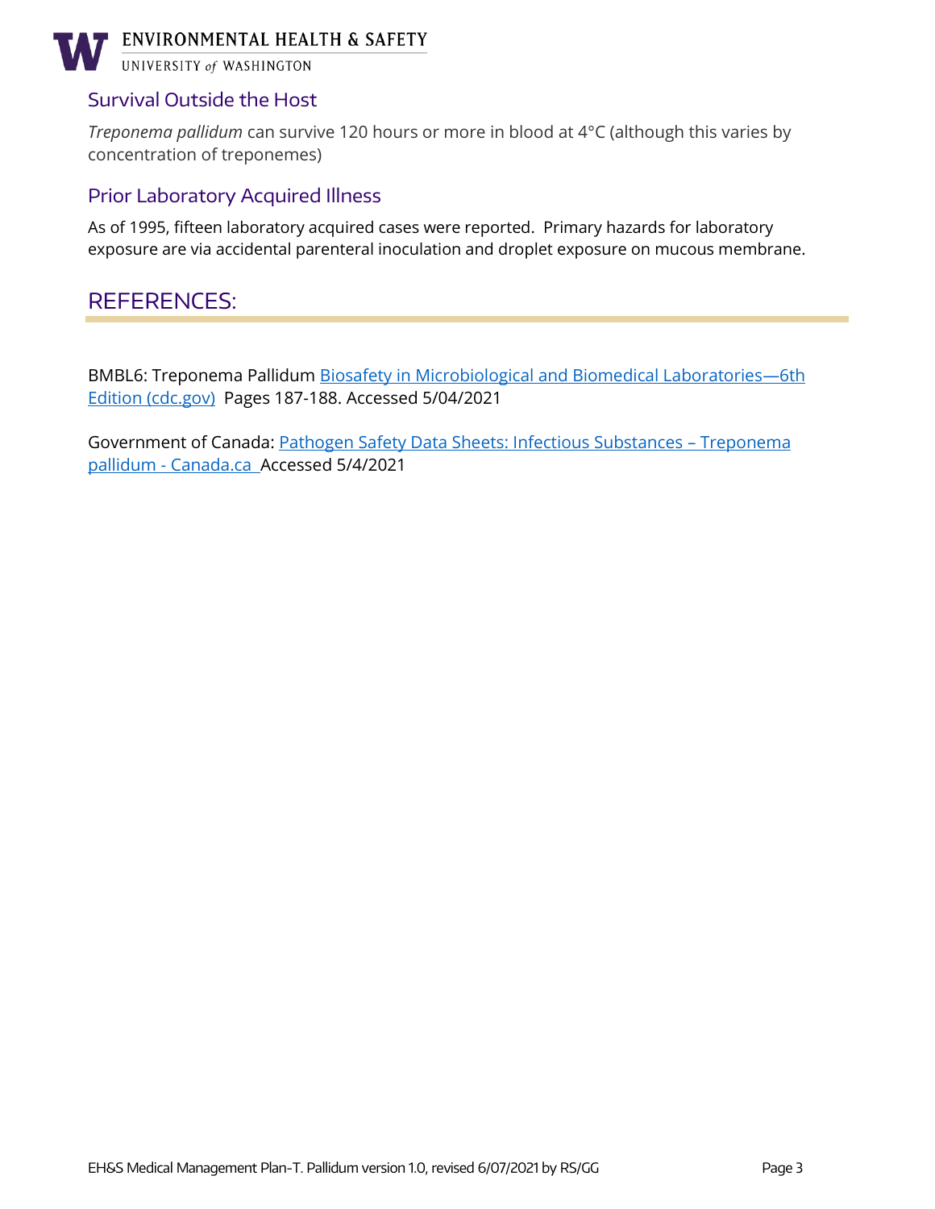## Survival Outside the Host

*Treponema pallidum* can survive 120 hours or more in blood at 4°C (although this varies by concentration of treponemes)

## Prior Laboratory Acquired Illness

As of 1995, fifteen laboratory acquired cases were reported. Primary hazards for laboratory exposure are via accidental parenteral inoculation and droplet exposure on mucous membrane.

# REFERENCES:

BMBL6: Treponema Pallidum [Biosafety in Microbiological and Biomedical Laboratories—6th Edition (cdc.gov)](cdc.gov) Pages 187-188. Accessed 5/04/2021

Government of Canada: [Pathogen Safety Data Sheets: Infectious Substances – Treponema pallidum - Canada.ca](Canada.ca) Accessed 5/4/2021